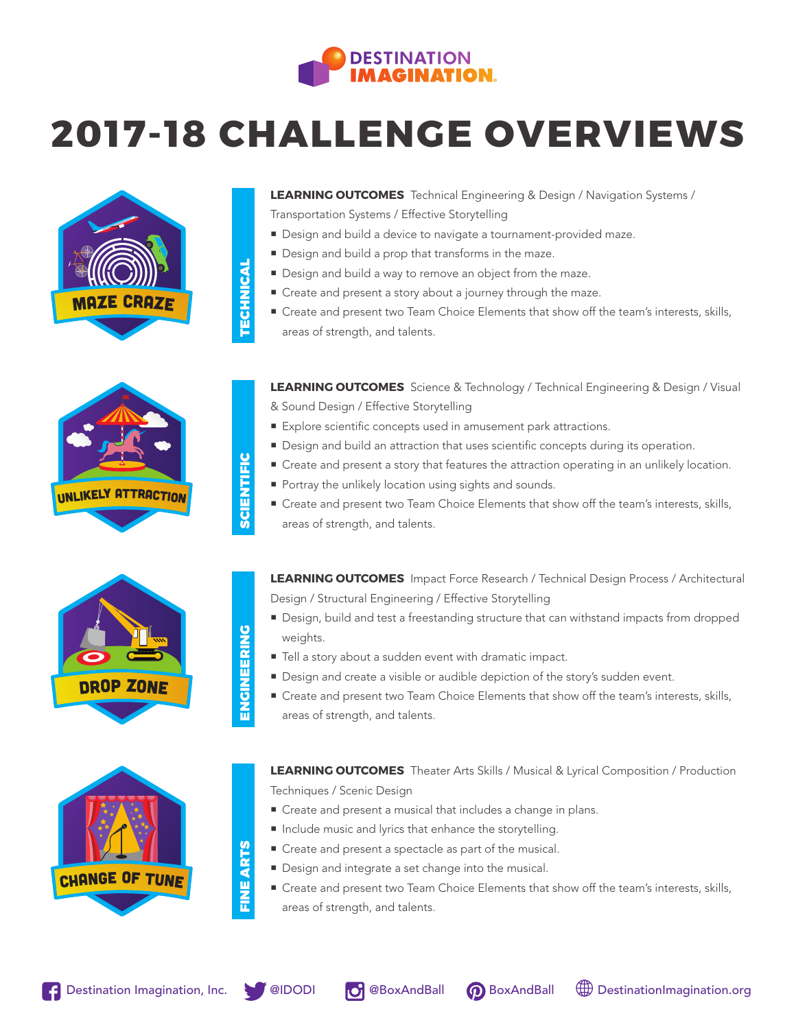# 2017-18 CHALLENGE OVERVIEWS

## MAZE CRAZE — TECHNICAL

**LEARNING OUTCOMES** Technical Engineering & Design / Navigation Systems / Transportation Systems / Effective Storytelling

- Design and build a device to navigate a tournament-provided maze.
- Design and build a prop that transforms in the maze.
- Design and build a way to remove an object from the maze.
- Create and present a story about a journey through the maze.
- Create and present two Team Choice Elements that show off the team's interests, skills, areas of strength, and talents.

## UNLIKELY ATTRACTION — SCIENTIFIC

**LEARNING OUTCOMES** Science & Technology / Technical Engineering & Design / Visual & Sound Design / Effective Storytelling

- Explore scientific concepts used in amusement park attractions.
- Design and build an attraction that uses scientific concepts during its operation.
- Create and present a story that features the attraction operating in an unlikely location.
- Portray the unlikely location using sights and sounds.
- Create and present two Team Choice Elements that show off the team's interests, skills, areas of strength, and talents.

## DROP ZONE — ENGINEERING

**LEARNING OUTCOMES** Impact Force Research / Technical Design Process / Architectural Design / Structural Engineering / Effective Storytelling

- Design, build and test a freestanding structure that can withstand impacts from dropped weights.
- Tell a story about a sudden event with dramatic impact.
- Design and create a visible or audible depiction of the story's sudden event.
- Create and present two Team Choice Elements that show off the team's interests, skills, areas of strength, and talents.

## CHANGE OF TUNE — FINE ARTS

**LEARNING OUTCOMES** Theater Arts Skills / Musical & Lyrical Composition / Production Techniques / Scenic Design

- Create and present a musical that includes a change in plans.
- Include music and lyrics that enhance the storytelling.
- Create and present a spectacle as part of the musical.
- Design and integrate a set change into the musical.
- Create and present two Team Choice Elements that show off the team's interests, skills, areas of strength, and talents.

Destination Imagination, Inc. | @IDODI | @BoxAndBall | BoxAndBall | DestinationImagination.org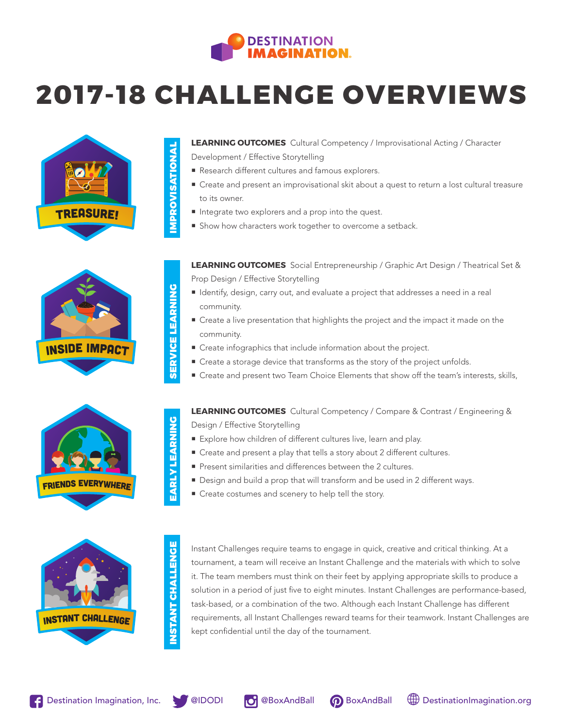DESTINATION IMAGINATION

# 2017-18 CHALLENGE OVERVIEWS

## TREASURE!

**IMPROVISATIONAL**

**LEARNING OUTCOMES** Cultural Competency / Improvisational Acting / Character Development / Effective Storytelling

- Research different cultures and famous explorers.
- Create and present an improvisational skit about a quest to return a lost cultural treasure to its owner.
- Integrate two explorers and a prop into the quest.
- Show how characters work together to overcome a setback.

## INSIDE IMPACT

**SERVICE LEARNING**

**LEARNING OUTCOMES** Social Entrepreneurship / Graphic Art Design / Theatrical Set & Prop Design / Effective Storytelling

- Identify, design, carry out, and evaluate a project that addresses a need in a real community.
- Create a live presentation that highlights the project and the impact it made on the community.
- Create infographics that include information about the project.
- Create a storage device that transforms as the story of the project unfolds.
- Create and present two Team Choice Elements that show off the team's interests, skills,

## FRIENDS EVERYWHERE

**EARLY LEARNING**

**LEARNING OUTCOMES** Cultural Competency / Compare & Contrast / Engineering & Design / Effective Storytelling

- Explore how children of different cultures live, learn and play.
- Create and present a play that tells a story about 2 different cultures.
- Present similarities and differences between the 2 cultures.
- Design and build a prop that will transform and be used in 2 different ways.
- Create costumes and scenery to help tell the story.

## INSTANT CHALLENGE

**INSTANT CHALLENGE**

Instant Challenges require teams to engage in quick, creative and critical thinking. At a tournament, a team will receive an Instant Challenge and the materials with which to solve it. The team members must think on their feet by applying appropriate skills to produce a solution in a period of just five to eight minutes. Instant Challenges are performance-based, task-based, or a combination of the two. Although each Instant Challenge has different requirements, all Instant Challenges reward teams for their teamwork. Instant Challenges are kept confidential until the day of the tournament.

Destination Imagination, Inc. @IDODI @BoxAndBall BoxAndBall DestinationImagination.org